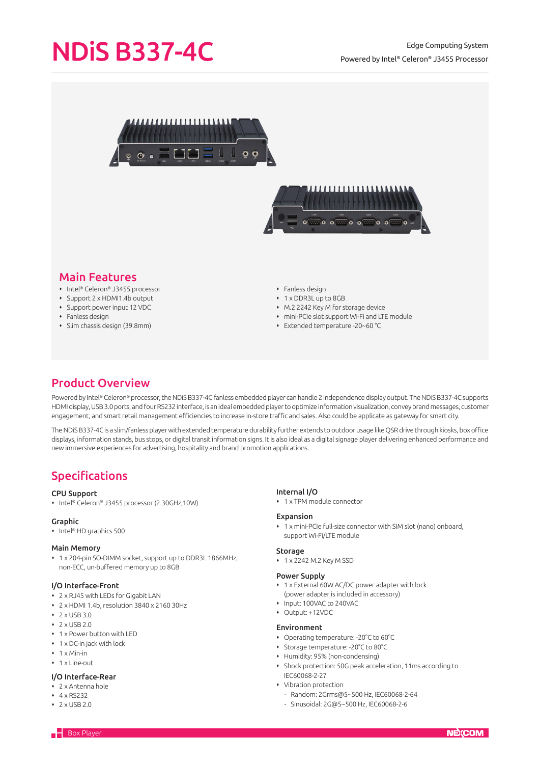# NDiS B337-4C

Edge Computing System

Powered by Intel® Celeron® J3455 Processor

## Main Features

- Intel® Celeron® J3455 processor
- Support 2 x HDMI1.4b output
- Support power input 12 VDC
- Fanless design
- Slim chassis design (39.8mm)
- Fanless design
- 1 x DDR3L up to 8GB
- M.2 2242 Key M for storage device
- mini-PCIe slot support Wi-Fi and LTE module
- Extended temperature -20~60 °C

## Product Overview

Powered by Intel® Celeron® processor, the NDiS B337-4C fanless embedded player can handle 2 independence display output. The NDiS B337-4C supports HDMI display, USB 3.0 ports, and four RS232 interface, is an ideal embedded player to optimize information visualization, convey brand messages, customer engagement, and smart retail management efficiencies to increase in-store traffic and sales. Also could be applicate as gateway for smart city.

The NDiS B337-4C is a slim/fanless player with extended temperature durability further extends to outdoor usage like QSR drive through kiosks, box office displays, information stands, bus stops, or digital transit information signs. It is also ideal as a digital signage player delivering enhanced performance and new immersive experiences for advertising, hospitality and brand promotion applications.

## Specifications

### CPU Support
- Intel® Celeron® J3455 processor (2.30GHz,10W)

### Graphic
- Intel® HD graphics 500

### Main Memory
- 1 x 204-pin SO-DIMM socket, support up to DDR3L 1866MHz, non-ECC, un-buffered memory up to 8GB

### I/O Interface-Front
- 2 x RJ45 with LEDs for Gigabit LAN
- 2 x HDMI 1.4b, resolution 3840 x 2160 30Hz
- 2 x USB 3.0
- 2 x USB 2.0
- 1 x Power button with LED
- 1 x DC-in jack with lock
- 1 x Min-in
- 1 x Line-out

### I/O Interface-Rear
- 2 x Antenna hole
- 4 x RS232
- 2 x USB 2.0

### Internal I/O
- 1 x TPM module connector

### Expansion
- 1 x mini-PCIe full-size connector with SIM slot (nano) onboard, support Wi-Fi/LTE module

### Storage
- 1 x 2242 M.2 Key M SSD

### Power Supply
- 1 x External 60W AC/DC power adapter with lock (power adapter is included in accessory)
- Input: 100VAC to 240VAC
- Output: +12VDC

### Environment
- Operating temperature: -20°C to 60°C
- Storage temperature: -20°C to 80°C
- Humidity: 95% (non-condensing)
- Shock protection: 50G peak acceleration, 11ms according to IEC60068-2-27
- Vibration protection
  - Random: 2Grms@5~500 Hz, IEC60068-2-64
  - Sinusoidal: 2G@5~500 Hz, IEC60068-2-6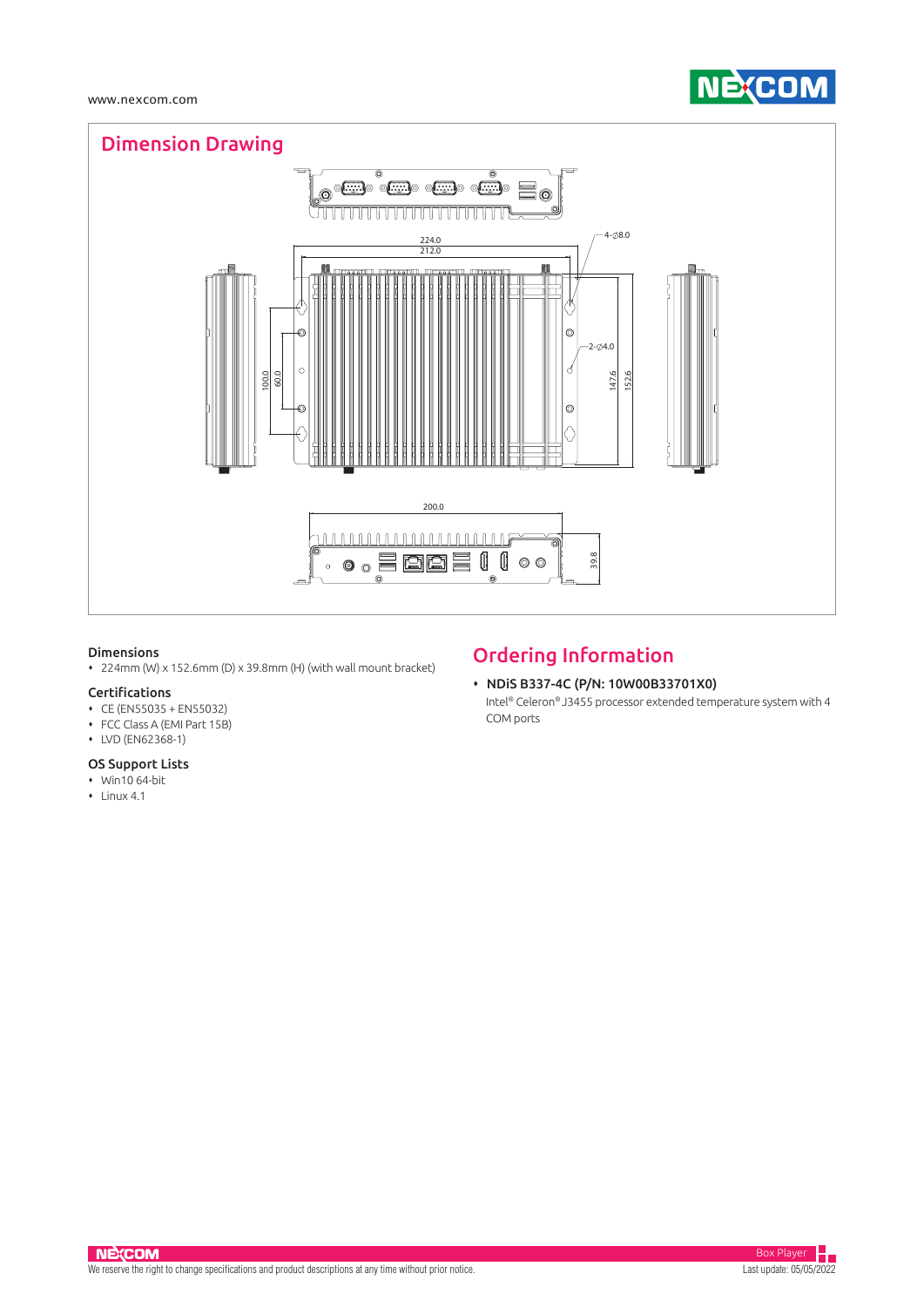## Dimension Drawing

224.0
212.0
4-∅8.0
2-∅4.0
100.0
60.0
147.6
152.6
200.0
39.8

### Dimensions

- 224mm (W) x 152.6mm (D) x 39.8mm (H) (with wall mount bracket)

### Certifications

- CE (EN55035 + EN55032)
- FCC Class A (EMI Part 15B)
- LVD (EN62368-1)

### OS Support Lists

- Win10 64-bit
- Linux 4.1

## Ordering Information

- **NDiS B337-4C (P/N: 10W00B33701X0)**
  Intel® Celeron® J3455 processor extended temperature system with 4 COM ports